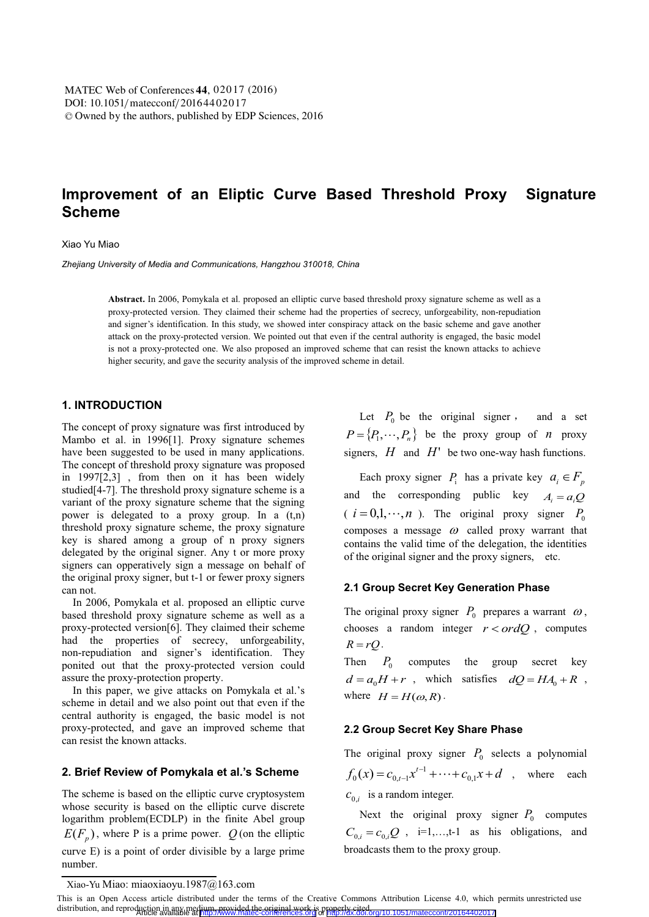# Improvement of an Eliptic Curve Based Threshold Proxy Signature Scheme

Xiao Yu Miao

*Zhejiang University of Media and Communications, Hangzhou 310018, China*

**Abstract.** In 2006, Pomykala et al. proposed an elliptic curve based threshold proxy signature scheme as well as a proxy-protected version. They claimed their scheme had the properties of secrecy, unforgeability, non-repudiation and signer's identification. In this study, we showed inter conspiracy attack on the basic scheme and gave another attack on the proxy-protected version. We pointed out that even if the central authority is engaged, the basic model is not a proxy-protected one. We also proposed an improved scheme that can resist the known attacks to achieve higher security, and gave the security analysis of the improved scheme in detail.

## 1. INTRODUCTION

The concept of proxy signature was first introduced by Mambo et al. in 1996[1]. Proxy signature schemes have been suggested to be used in many applications. The concept of threshold proxy signature was proposed in 1997[2,3] , from then on it has been widely studied[4-7]. The threshold proxy signature scheme is a variant of the proxy signature scheme that the signing power is delegated to a proxy group. In a (t,n) threshold proxy signature scheme, the proxy signature key is shared among a group of n proxy signers delegated by the original signer. Any t or more proxy signers can opperatively sign a message on behalf of the original proxy signer, but t-1 or fewer proxy signers can not.

In 2006, Pomykala et al. proposed an elliptic curve based threshold proxy signature scheme as well as a proxy-protected version[6]. They claimed their scheme had the properties of secrecy, unforgeability, non-repudiation and signer's identification. They ponited out that the proxy-protected version could assure the proxy-protection property.

In this paper, we give attacks on Pomykala et al.'s scheme in detail and we also point out that even if the central authority is engaged, the basic model is not proxy-protected, and gave an improved scheme that can resist the known attacks.

## 2. Brief Review of Pomykala et al.'s Scheme

The scheme is based on the elliptic curve cryptosystem whose security is based on the elliptic curve discrete logarithm problem(ECDLP) in the finite Abel group $E(F_p)$, where P is a prime power. $Q$ (on the elliptic curve E) is a point of order divisible by a large prime number.

Let $P_0$ be the original signer， and a set $P = \{P_1, \cdots, P_n\}$ be the proxy group of $n$ proxy signers, $H$ and $H'$ be two one-way hash functions.

Each proxy signer $P_i$ has a private key $a_i \in F_p$ and the corresponding public key $A_i = a_i Q$ ( $i = 0, 1, \cdots, n$ ). The original proxy signer $P_0$ composes a message $\omega$ called proxy warrant that contains the valid time of the delegation, the identities of the original signer and the proxy signers, etc.

### 2.1 Group Secret Key Generation Phase

The original proxy signer $P_0$ prepares a warrant $\omega$, chooses a random integer $r < ordQ$ , computes $R = rQ$.

Then $P_0$ computes the group secret key $d = a_0 H + r$ , which satisfies $dQ = HA_0 + R$ , where $H = H(\omega, R)$.

### 2.2 Group Secret Key Share Phase

The original proxy signer $P_0$ selects a polynomial $f_0(x) = c_{0,t-1}x^{t-1} + \cdots + c_{0,1}x + d$ , where each $c_{0,i}$ is a random integer.

Next the original proxy signer $P_0$ computes $C_{0,i} = c_{0,i}Q$ , i=1,…,t-1 as his obligations, and broadcasts them to the proxy group.

Xiao-Yu Miao: miaoxiaoyu.1987@163.com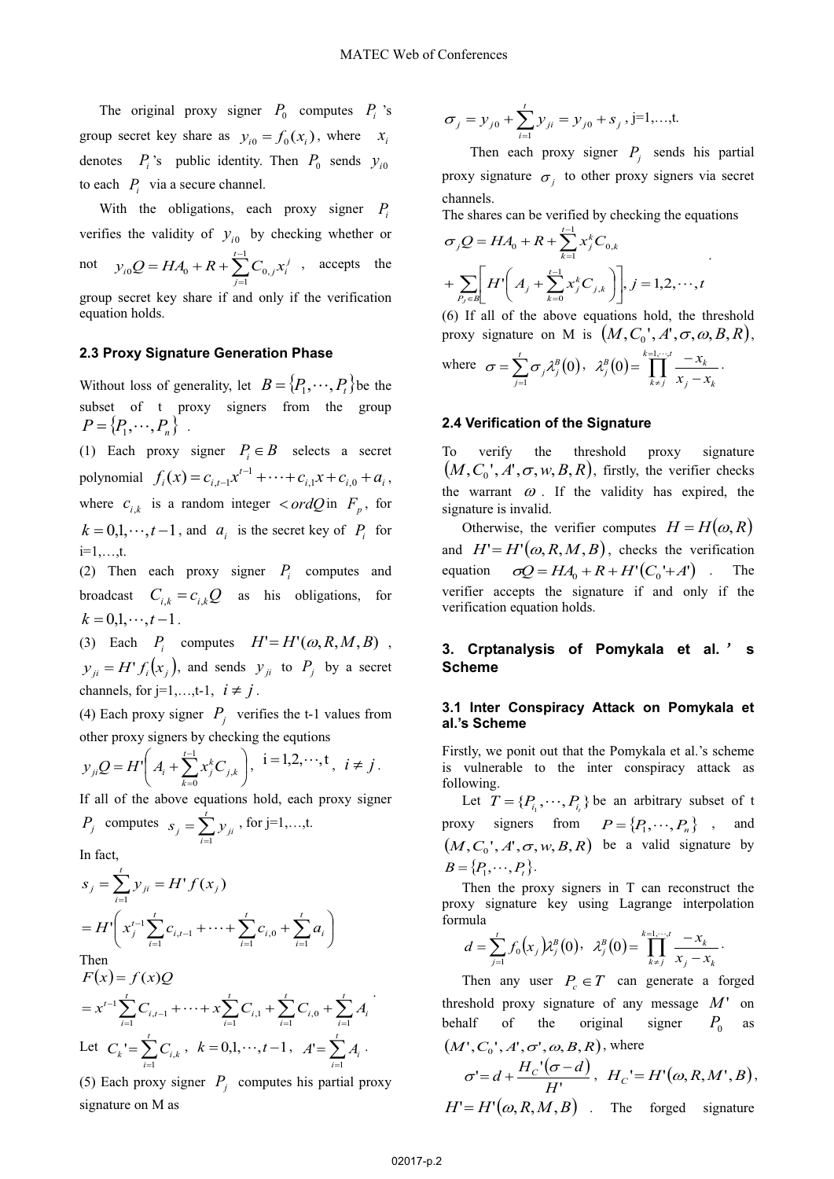The original proxy signer $P_0$ computes $P_i$'s group secret key share as $y_{i0} = f_0(x_i)$, where $x_i$ denotes $P_i$'s public identity. Then $P_0$ sends $y_{i0}$ to each $P_i$ via a secure channel.

With the obligations, each proxy signer $P_i$ verifies the validity of $y_{i0}$ by checking whether or not $y_{i0}Q = HA_0 + R + \sum_{j=1}^{t-1} C_{0,j} x_i^j$, accepts the group secret key share if and only if the verification equation holds.

### 2.3 Proxy Signature Generation Phase

Without loss of generality, let $B = \{P_1, \cdots, P_t\}$ be the subset of t proxy signers from the group $P = \{P_1, \cdots, P_n\}$.

(1) Each proxy signer $P_i \in B$ selects a secret polynomial $f_i(x) = c_{i,t-1}x^{t-1} + \cdots + c_{i,1}x + c_{i,0} + a_i$, where $c_{i,k}$ is a random integer $< ordQ$ in $F_p$, for $k = 0, 1, \cdots, t-1$, and $a_i$ is the secret key of $P_i$ for i=1,…,t.

(2) Then each proxy signer $P_i$ computes and broadcast $C_{i,k} = c_{i,k}Q$ as his obligations, for $k = 0, 1, \cdots, t-1$.

(3) Each $P_i$ computes $H' = H'(\omega, R, M, B)$, $y_{ji} = H' f_i(x_j)$, and sends $y_{ji}$ to $P_j$ by a secret channels, for j=1,…,t-1, $i \neq j$.

(4) Each proxy signer $P_j$ verifies the t-1 values from other proxy signers by checking the equtions

$$y_{ji}Q = H'\left(A_i + \sum_{k=0}^{t-1} x_j^k C_{j,k}\right), \quad i = 1, 2, \cdots, t, \quad i \neq j.$$

If all of the above equations hold, each proxy signer $P_j$ computes $s_j = \sum_{i=1}^{t} y_{ji}$, for j=1,…,t.

In fact,

$$s_j = \sum_{i=1}^{t} y_{ji} = H' f(x_j)$$
$$= H'\left(x_j^{t-1} \sum_{i=1}^{t} c_{i,t-1} + \cdots + \sum_{i=1}^{t} c_{i,0} + \sum_{i=1}^{t} a_i\right)$$

Then

$$F(x) = f(x)Q$$
$$= x^{t-1} \sum_{i=1}^{t} C_{i,t-1} + \cdots + x \sum_{i=1}^{t} C_{i,1} + \sum_{i=1}^{t} C_{i,0} + \sum_{i=1}^{t} A_i.$$

Let $C_k' = \sum_{i=1}^{t} C_{i,k}$, $k = 0, 1, \cdots, t-1$, $A' = \sum_{i=1}^{t} A_i$.

(5) Each proxy signer $P_j$ computes his partial proxy signature on M as

$$\sigma_j = y_{j0} + \sum_{i=1}^{t} y_{ji} = y_{j0} + s_j, \text{ j=1,…,t.}$$

Then each proxy signer $P_j$ sends his partial proxy signature $\sigma_j$ to other proxy signers via secret channels.

The shares can be verified by checking the equations

$$\sigma_j Q = HA_0 + R + \sum_{k=1}^{t-1} x_j^k C_{0,k}$$
$$+ \sum_{P_j \in B}\left[H'\left(A_j + \sum_{k=0}^{t-1} x_j^k C_{j,k}\right)\right], j = 1, 2, \cdots, t.$$

(6) If all of the above equations hold, the threshold proxy signature on M is $(M, C_0', A', \sigma, \omega, B, R)$, where $\sigma = \sum_{j=1}^{t} \sigma_j \lambda_j^B(0)$, $\lambda_j^B(0) = \prod_{k \neq j}^{k=1,\cdots,t} \frac{-x_k}{x_j - x_k}$.

### 2.4 Verification of the Signature

To verify the threshold proxy signature $(M, C_0', A', \sigma, w, B, R)$, firstly, the verifier checks the warrant $\omega$. If the validity has expired, the signature is invalid.

Otherwise, the verifier computes $H = H(\omega, R)$ and $H' = H'(\omega, R, M, B)$, checks the verification equation $\sigma Q = HA_0 + R + H'(C_0' + A')$. The verifier accepts the signature if and only if the verification equation holds.

## 3. Crptanalysis of Pomykala et al.' s Scheme

### 3.1 Inter Conspiracy Attack on Pomykala et al.'s Scheme

Firstly, we ponit out that the Pomykala et al.'s scheme is vulnerable to the inter conspiracy attack as following.

Let $T = \{P_{i_1}, \cdots, P_{i_t}\}$ be an arbitrary subset of t proxy signers from $P = \{P_1, \cdots, P_n\}$, and $(M, C_0', A', \sigma, w, B, R)$ be a valid signature by $B = \{P_1, \cdots, P_t\}$.

Then the proxy signers in T can reconstruct the proxy signature key using Lagrange interpolation formula

$$d = \sum_{j=1}^{t} f_0(x_j)\lambda_j^B(0), \quad \lambda_j^B(0) = \prod_{k \neq j}^{k=1,\cdots,t} \frac{-x_k}{x_j - x_k}.$$

Then any user $P_c \in T$ can generate a forged threshold proxy signature of any message $M'$ on behalf of the original signer $P_0$ as $(M', C_0', A', \sigma', \omega, B, R)$, where

$$\sigma' = d + \frac{H_C'(\sigma - d)}{H'}, \quad H_C' = H'(\omega, R, M', B),$$

$H' = H'(\omega, R, M, B)$. The forged signature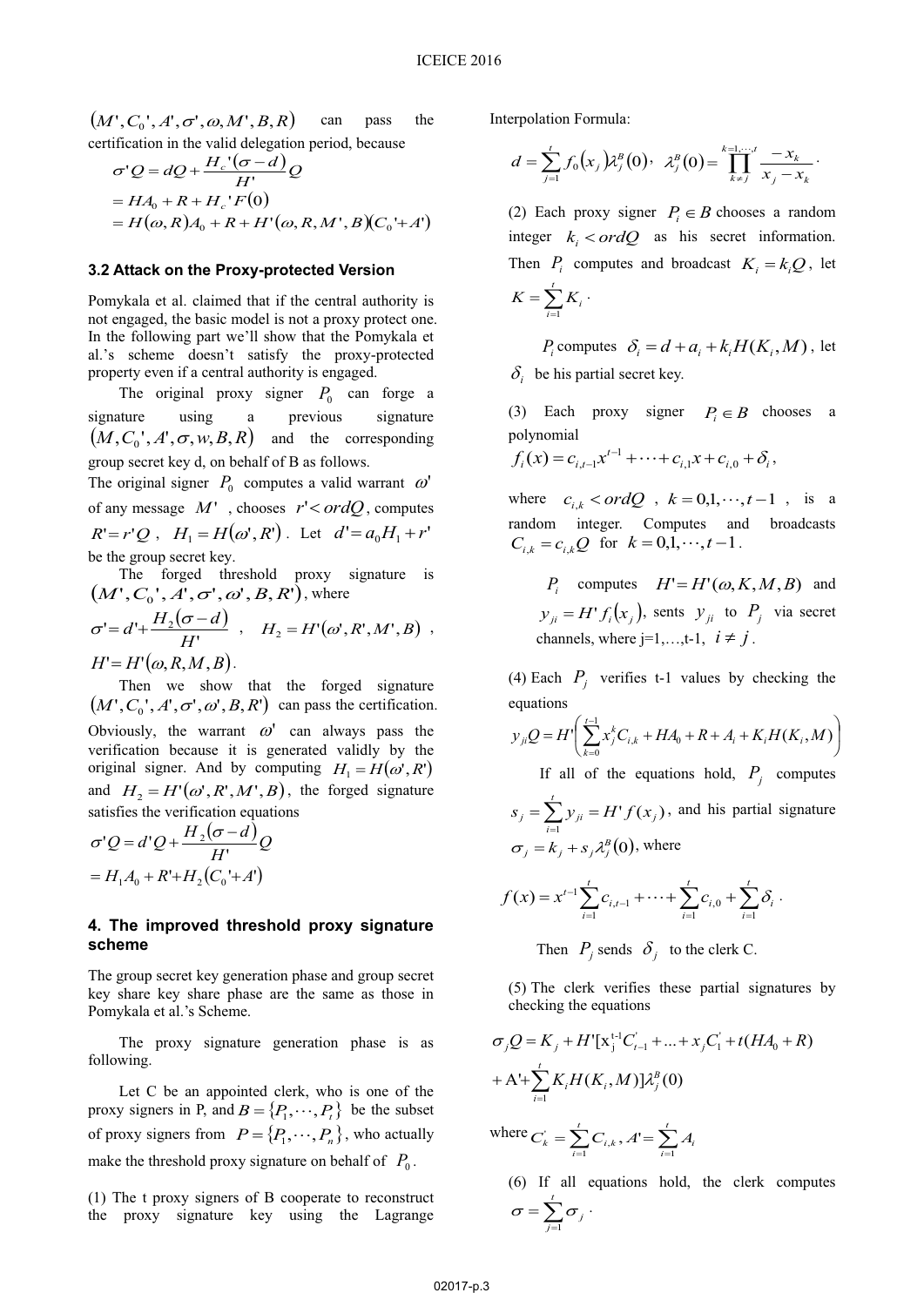$(M', C_0', A', \sigma', \omega, M', B, R)$ can pass the certification in the valid delegation period, because

$$\sigma' Q = dQ + \frac{H_c'(\sigma - d)}{H'} Q$$
$$= HA_0 + R + H_c' F(0)$$
$$= H(\omega, R) A_0 + R + H'(\omega, R, M', B)(C_0' + A')$$

### 3.2 Attack on the Proxy-protected Version

Pomykala et al. claimed that if the central authority is not engaged, the basic model is not a proxy protect one. In the following part we'll show that the Pomykala et al.'s scheme doesn't satisfy the proxy-protected property even if a central authority is engaged.

The original proxy signer $P_0$ can forge a signature using a previous signature $(M, C_0', A', \sigma, w, B, R)$ and the corresponding group secret key d, on behalf of B as follows.

The original signer $P_0$ computes a valid warrant $\omega'$ of any message $M'$, chooses $r' < ordQ$, computes $R' = r'Q$, $H_1 = H(\omega', R')$. Let $d' = a_0 H_1 + r'$ be the group secret key.

The forged threshold proxy signature is $(M', C_0', A', \sigma', \omega', B, R')$, where

$$\sigma' = d' + \frac{H_2(\sigma - d)}{H'}, \quad H_2 = H'(\omega', R', M', B),$$

$H' = H'(\omega, R, M, B)$.

Then we show that the forged signature $(M', C_0', A', \sigma', \omega', B, R')$ can pass the certification. Obviously, the warrant $\omega'$ can always pass the verification because it is generated validly by the original signer. And by computing $H_1 = H(\omega', R')$ and $H_2 = H'(\omega', R', M', B)$, the forged signature satisfies the verification equations

$$\sigma' Q = d' Q + \frac{H_2(\sigma - d)}{H'} Q$$
$$= H_1 A_0 + R' + H_2(C_0' + A')$$

## 4. The improved threshold proxy signature scheme

The group secret key generation phase and group secret key share key share phase are the same as those in Pomykala et al.'s Scheme.

The proxy signature generation phase is as following.

Let C be an appointed clerk, who is one of the proxy signers in P, and $B = \{P_1, \cdots, P_t\}$ be the subset of proxy signers from $P = \{P_1, \cdots, P_n\}$, who actually make the threshold proxy signature on behalf of $P_0$.

(1) The t proxy signers of B cooperate to reconstruct the proxy signature key using the Lagrange Interpolation Formula:

$$d = \sum_{j=1}^{t} f_0(x_j) \lambda_j^B(0), \quad \lambda_j^B(0) = \prod_{k \neq j}^{k=1,\cdots,t} \frac{-x_k}{x_j - x_k}.$$

(2) Each proxy signer $P_i \in B$ chooses a random integer $k_i < ordQ$ as his secret information. Then $P_i$ computes and broadcast $K_i = k_i Q$, let $K = \sum_{i=1}^{t} K_i$.

$P_i$ computes $\delta_i = d + a_i + k_i H(K_i, M)$, let $\delta_i$ be his partial secret key.

(3) Each proxy signer $P_i \in B$ chooses a polynomial

$$f_i(x) = c_{i,t-1} x^{t-1} + \cdots + c_{i,1} x + c_{i,0} + \delta_i,$$

where $c_{i,k} < ordQ$, $k = 0, 1, \cdots, t-1$, is a random integer. Computes and broadcasts $C_{i,k} = c_{i,k} Q$ for $k = 0, 1, \cdots, t-1$.

$P_i$ computes $H' = H'(\omega, K, M, B)$ and $y_{ji} = H' f_i(x_j)$, sents $y_{ji}$ to $P_j$ via secret channels, where j=1,…,t-1, $i \neq j$.

(4) Each $P_j$ verifies t-1 values by checking the equations

$$y_{ji} Q = H' \left( \sum_{k=0}^{t-1} x_j^k C_{i,k} + HA_0 + R + A_i + K_i H(K_i, M) \right)$$

If all of the equations hold, $P_j$ computes $s_j = \sum_{i=1}^{t} y_{ji} = H' f(x_j)$, and his partial signature $\sigma_j = k_j + s_j \lambda_j^B(0)$, where

$$f(x) = x^{t-1} \sum_{i=1}^{t} c_{i,t-1} + \cdots + \sum_{i=1}^{t} c_{i,0} + \sum_{i=1}^{t} \delta_i.$$

Then $P_j$ sends $\delta_j$ to the clerk C.

(5) The clerk verifies these partial signatures by checking the equations

$$\sigma_j Q = K_j + H'[\mathrm{x}_j^{t-1} C_{t-1}' + \ldots + x_j C_1' + t(HA_0 + R)$$
$$+ \mathrm{A}' + \sum_{i=1}^{t} K_i H(K_i, M)] \lambda_j^B(0)$$

where $C_k' = \sum_{i=1}^{t} C_{i,k}$, $A' = \sum_{i=1}^{t} A_i$

(6) If all equations hold, the clerk computes $\sigma = \sum_{j=1}^{t} \sigma_j$.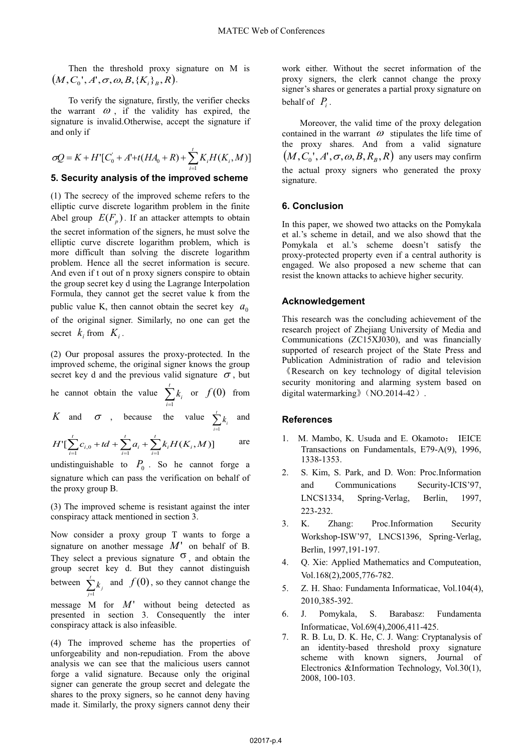Then the threshold proxy signature on M is $(M, C_0', A', \sigma, \omega, B, \{K_i\}_B, R)$.

To verify the signature, firstly, the verifier checks the warrant $\omega$, if the validity has expired, the signature is invalid.Otherwise, accept the signature if and only if

$$\sigma Q = K + H'[C_0' + A' + t(HA_0 + R) + \sum_{i=1}^{t} K_i H(K_i, M)]$$

## 5. Security analysis of the improved scheme

(1) The secrecy of the improved scheme refers to the elliptic curve discrete logarithm problem in the finite Abel group $E(F_p)$. If an attacker attempts to obtain the secret information of the signers, he must solve the elliptic curve discrete logarithm problem, which is more difficult than solving the discrete logarithm problem. Hence all the secret information is secure. And even if t out of n proxy signers conspire to obtain the group secret key d using the Lagrange Interpolation Formula, they cannot get the secret value k from the public value K, then cannot obtain the secret key $a_0$ of the original signer. Similarly, no one can get the secret $k_i$ from $K_i$.

(2) Our proposal assures the proxy-protected. In the improved scheme, the original signer knows the group secret key d and the previous valid signature $\sigma$, but he cannot obtain the value $\sum_{i=1}^{t} k_i$ or $f(0)$ from $K$ and $\sigma$, because the value $\sum_{i=1}^{t} k_i$ and $H'[\sum_{i=1}^{t} c_{i,0} + td + \sum_{i=1}^{t} a_i + \sum_{i=1}^{t} k_i H(K_i, M)]$ are undistinguishable to $P_0$. So he cannot forge a signature which can pass the verification on behalf of the proxy group B.

(3) The improved scheme is resistant against the inter conspiracy attack mentioned in section 3.

Now consider a proxy group T wants to forge a signature on another message $M'$ on behalf of B. They select a previous signature $\sigma$, and obtain the group secret key d. But they cannot distinguish between $\sum_{j=1}^{t} k_j$ and $f(0)$, so they cannot change the message M for $M'$ without being detected as presented in section 3. Consequently the inter conspiracy attack is also infeasible.

(4) The improved scheme has the properties of unforgeability and non-repudiation. From the above analysis we can see that the malicious users cannot forge a valid signature. Because only the original signer can generate the group secret and delegate the shares to the proxy signers, so he cannot deny having made it. Similarly, the proxy signers cannot deny their work either. Without the secret information of the proxy signers, the clerk cannot change the proxy signer's shares or generates a partial proxy signature on behalf of $P_i$.

Moreover, the valid time of the proxy delegation contained in the warrant $\omega$ stipulates the life time of the proxy shares. And from a valid signature $(M, C_0', A', \sigma, \omega, B, R_B, R)$ any users may confirm the actual proxy signers who generated the proxy signature.

## 6. Conclusion

In this paper, we showed two attacks on the Pomykala et al.'s scheme in detail, and we also showd that the Pomykala et al.'s scheme doesn't satisfy the proxy-protected property even if a central authority is engaged. We also proposed a new scheme that can resist the known attacks to achieve higher security.

## Acknowledgement

This research was the concluding achievement of the research project of Zhejiang University of Media and Communications (ZC15XJ030), and was financially supported of research project of the State Press and Publication Administration of radio and television 《Research on key technology of digital television security monitoring and alarming system based on digital watermarking》（NO.2014-42）.

## References

1. M. Mambo, K. Usuda and E. Okamoto： IEICE Transactions on Fundamentals, E79-A(9), 1996, 1338-1353.
2. S. Kim, S. Park, and D. Won: Proc.Information and Communications Security-ICIS'97, LNCS1334, Spring-Verlag, Berlin, 1997, 223-232.
3. K. Zhang: Proc.Information Security Workshop-ISW'97, LNCS1396, Spring-Verlag, Berlin, 1997,191-197.
4. Q. Xie: Applied Mathematics and Computeation, Vol.168(2),2005,776-782.
5. Z. H. Shao: Fundamenta Informaticae, Vol.104(4), 2010,385-392.
6. J. Pomykala, S. Barabasz: Fundamenta Informaticae, Vol.69(4),2006,411-425.
7. R. B. Lu, D. K. He, C. J. Wang: Cryptanalysis of an identity-based threshold proxy signature scheme with known signers, Journal of Electronics &Information Technology, Vol.30(1), 2008, 100-103.